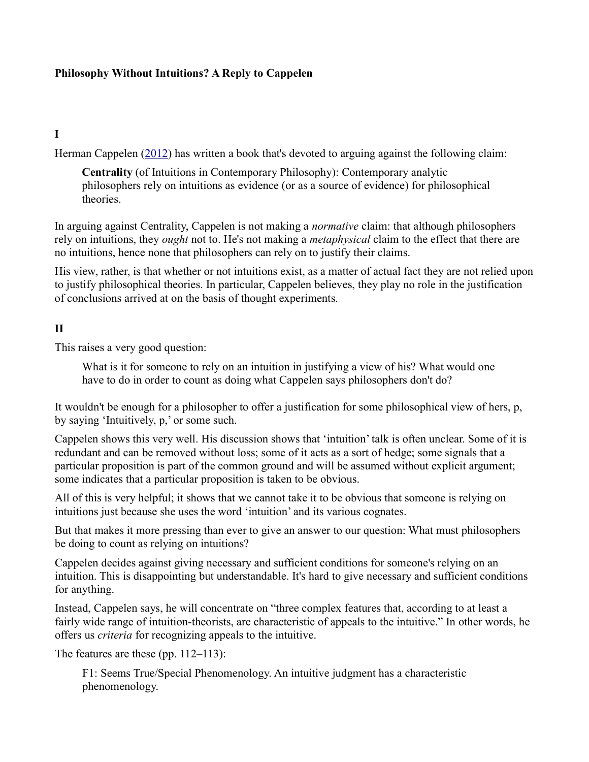# Philosophy Without Intuitions? A Reply to Cappelen

## I

Herman Cappelen (2012) has written a book that's devoted to arguing against the following claim:

> **Centrality** (of Intuitions in Contemporary Philosophy): Contemporary analytic philosophers rely on intuitions as evidence (or as a source of evidence) for philosophical theories.

In arguing against Centrality, Cappelen is not making a *normative* claim: that although philosophers rely on intuitions, they *ought* not to. He's not making a *metaphysical* claim to the effect that there are no intuitions, hence none that philosophers can rely on to justify their claims.

His view, rather, is that whether or not intuitions exist, as a matter of actual fact they are not relied upon to justify philosophical theories. In particular, Cappelen believes, they play no role in the justification of conclusions arrived at on the basis of thought experiments.

## II

This raises a very good question:

> What is it for someone to rely on an intuition in justifying a view of his? What would one have to do in order to count as doing what Cappelen says philosophers don't do?

It wouldn't be enough for a philosopher to offer a justification for some philosophical view of hers, p, by saying 'Intuitively, p,' or some such.

Cappelen shows this very well. His discussion shows that 'intuition' talk is often unclear. Some of it is redundant and can be removed without loss; some of it acts as a sort of hedge; some signals that a particular proposition is part of the common ground and will be assumed without explicit argument; some indicates that a particular proposition is taken to be obvious.

All of this is very helpful; it shows that we cannot take it to be obvious that someone is relying on intuitions just because she uses the word 'intuition' and its various cognates.

But that makes it more pressing than ever to give an answer to our question: What must philosophers be doing to count as relying on intuitions?

Cappelen decides against giving necessary and sufficient conditions for someone's relying on an intuition. This is disappointing but understandable. It's hard to give necessary and sufficient conditions for anything.

Instead, Cappelen says, he will concentrate on "three complex features that, according to at least a fairly wide range of intuition-theorists, are characteristic of appeals to the intuitive." In other words, he offers us *criteria* for recognizing appeals to the intuitive.

The features are these (pp. 112–113):

> F1: Seems True/Special Phenomenology. An intuitive judgment has a characteristic phenomenology.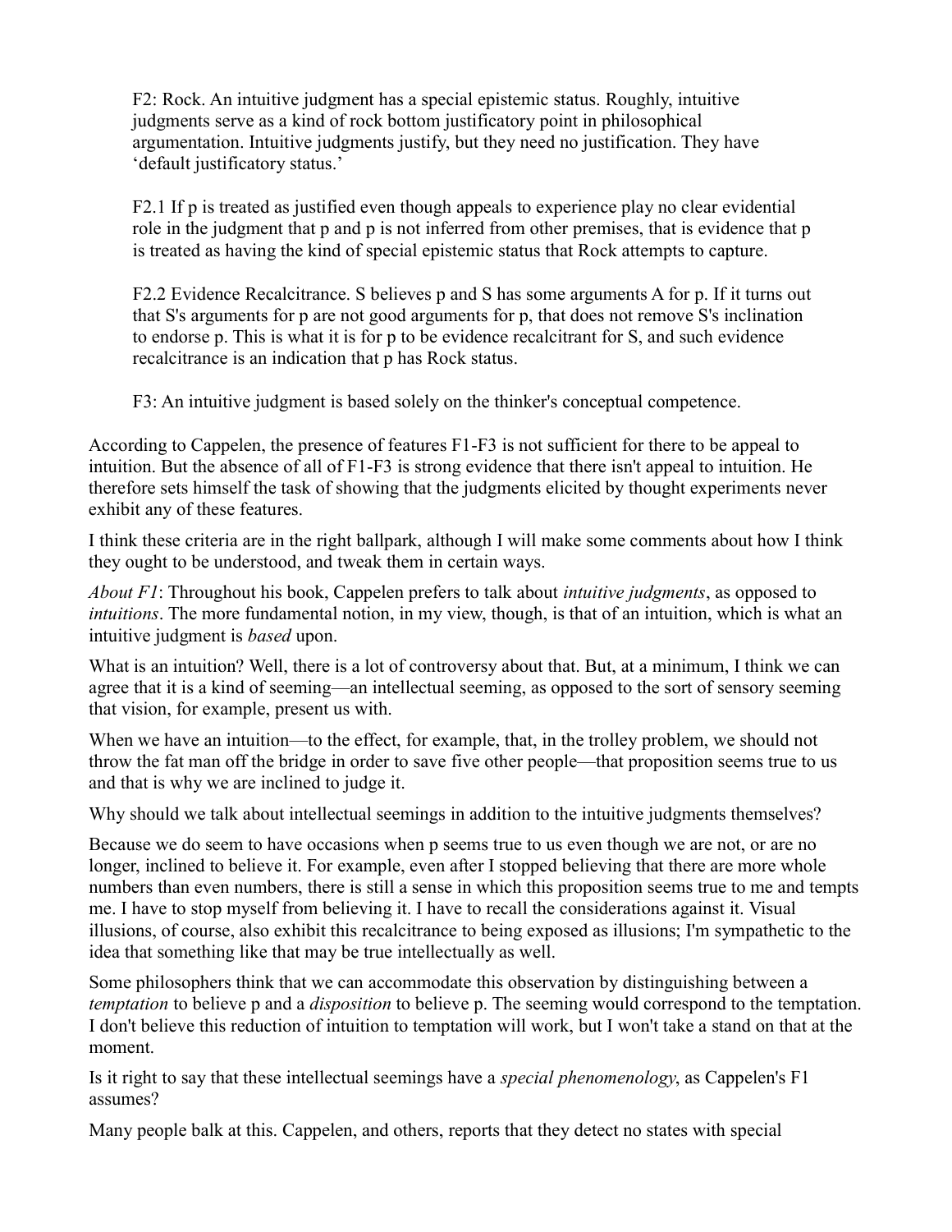F2: Rock. An intuitive judgment has a special epistemic status. Roughly, intuitive judgments serve as a kind of rock bottom justificatory point in philosophical argumentation. Intuitive judgments justify, but they need no justification. They have 'default justificatory status.'

F2.1 If p is treated as justified even though appeals to experience play no clear evidential role in the judgment that p and p is not inferred from other premises, that is evidence that p is treated as having the kind of special epistemic status that Rock attempts to capture.

F2.2 Evidence Recalcitrance. S believes p and S has some arguments A for p. If it turns out that S's arguments for p are not good arguments for p, that does not remove S's inclination to endorse p. This is what it is for p to be evidence recalcitrant for S, and such evidence recalcitrance is an indication that p has Rock status.

F3: An intuitive judgment is based solely on the thinker's conceptual competence.

According to Cappelen, the presence of features F1-F3 is not sufficient for there to be appeal to intuition. But the absence of all of F1-F3 is strong evidence that there isn't appeal to intuition. He therefore sets himself the task of showing that the judgments elicited by thought experiments never exhibit any of these features.

I think these criteria are in the right ballpark, although I will make some comments about how I think they ought to be understood, and tweak them in certain ways.

*About F1*: Throughout his book, Cappelen prefers to talk about *intuitive judgments*, as opposed to *intuitions*. The more fundamental notion, in my view, though, is that of an intuition, which is what an intuitive judgment is *based* upon.

What is an intuition? Well, there is a lot of controversy about that. But, at a minimum, I think we can agree that it is a kind of seeming—an intellectual seeming, as opposed to the sort of sensory seeming that vision, for example, present us with.

When we have an intuition—to the effect, for example, that, in the trolley problem, we should not throw the fat man off the bridge in order to save five other people—that proposition seems true to us and that is why we are inclined to judge it.

Why should we talk about intellectual seemings in addition to the intuitive judgments themselves?

Because we do seem to have occasions when p seems true to us even though we are not, or are no longer, inclined to believe it. For example, even after I stopped believing that there are more whole numbers than even numbers, there is still a sense in which this proposition seems true to me and tempts me. I have to stop myself from believing it. I have to recall the considerations against it. Visual illusions, of course, also exhibit this recalcitrance to being exposed as illusions; I'm sympathetic to the idea that something like that may be true intellectually as well.

Some philosophers think that we can accommodate this observation by distinguishing between a *temptation* to believe p and a *disposition* to believe p. The seeming would correspond to the temptation. I don't believe this reduction of intuition to temptation will work, but I won't take a stand on that at the moment.

Is it right to say that these intellectual seemings have a *special phenomenology*, as Cappelen's F1 assumes?

Many people balk at this. Cappelen, and others, reports that they detect no states with special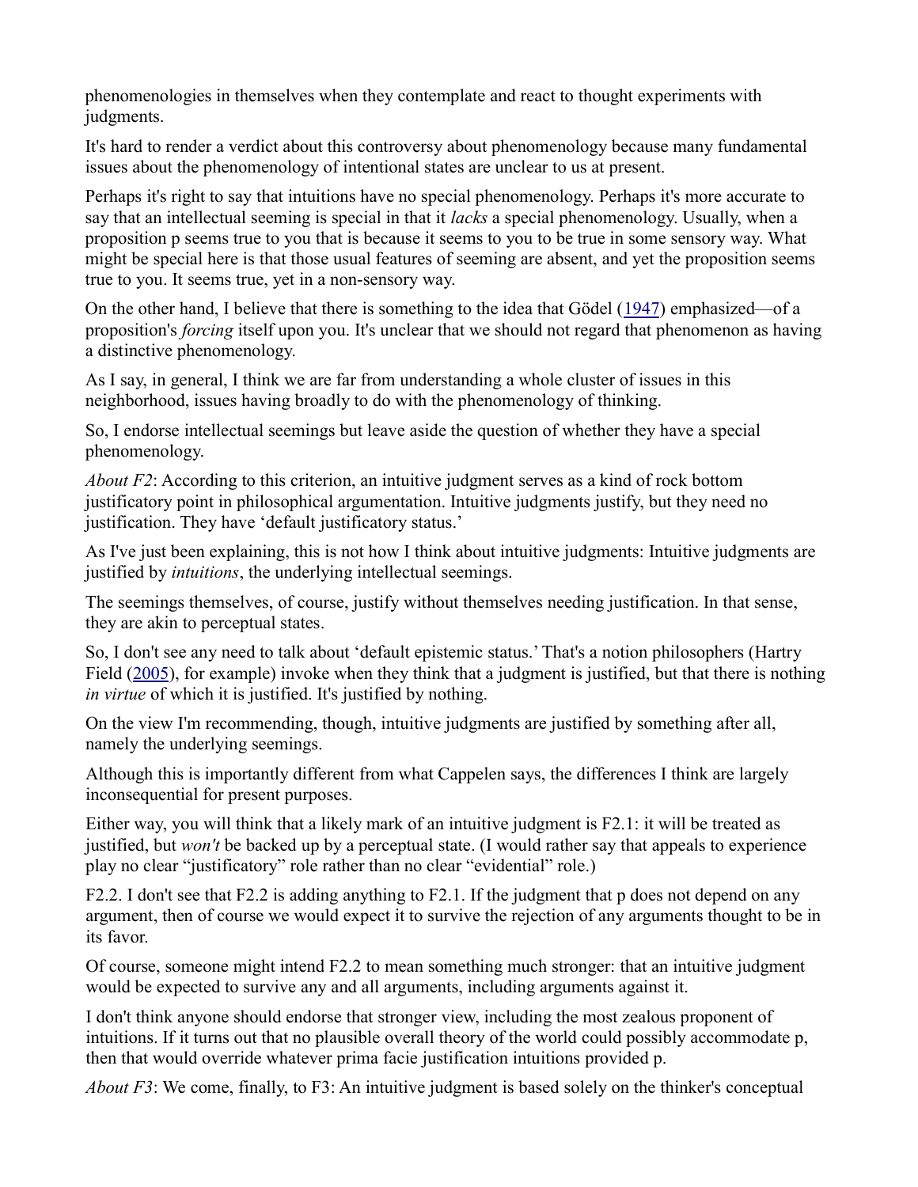phenomenologies in themselves when they contemplate and react to thought experiments with judgments.

It's hard to render a verdict about this controversy about phenomenology because many fundamental issues about the phenomenology of intentional states are unclear to us at present.

Perhaps it's right to say that intuitions have no special phenomenology. Perhaps it's more accurate to say that an intellectual seeming is special in that it *lacks* a special phenomenology. Usually, when a proposition p seems true to you that is because it seems to you to be true in some sensory way. What might be special here is that those usual features of seeming are absent, and yet the proposition seems true to you. It seems true, yet in a non-sensory way.

On the other hand, I believe that there is something to the idea that Gödel (1947) emphasized—of a proposition's *forcing* itself upon you. It's unclear that we should not regard that phenomenon as having a distinctive phenomenology.

As I say, in general, I think we are far from understanding a whole cluster of issues in this neighborhood, issues having broadly to do with the phenomenology of thinking.

So, I endorse intellectual seemings but leave aside the question of whether they have a special phenomenology.

*About F2*: According to this criterion, an intuitive judgment serves as a kind of rock bottom justificatory point in philosophical argumentation. Intuitive judgments justify, but they need no justification. They have 'default justificatory status.'

As I've just been explaining, this is not how I think about intuitive judgments: Intuitive judgments are justified by *intuitions*, the underlying intellectual seemings.

The seemings themselves, of course, justify without themselves needing justification. In that sense, they are akin to perceptual states.

So, I don't see any need to talk about 'default epistemic status.' That's a notion philosophers (Hartry Field (2005), for example) invoke when they think that a judgment is justified, but that there is nothing *in virtue* of which it is justified. It's justified by nothing.

On the view I'm recommending, though, intuitive judgments are justified by something after all, namely the underlying seemings.

Although this is importantly different from what Cappelen says, the differences I think are largely inconsequential for present purposes.

Either way, you will think that a likely mark of an intuitive judgment is F2.1: it will be treated as justified, but *won't* be backed up by a perceptual state. (I would rather say that appeals to experience play no clear "justificatory" role rather than no clear "evidential" role.)

F2.2. I don't see that F2.2 is adding anything to F2.1. If the judgment that p does not depend on any argument, then of course we would expect it to survive the rejection of any arguments thought to be in its favor.

Of course, someone might intend F2.2 to mean something much stronger: that an intuitive judgment would be expected to survive any and all arguments, including arguments against it.

I don't think anyone should endorse that stronger view, including the most zealous proponent of intuitions. If it turns out that no plausible overall theory of the world could possibly accommodate p, then that would override whatever prima facie justification intuitions provided p.

*About F3*: We come, finally, to F3: An intuitive judgment is based solely on the thinker's conceptual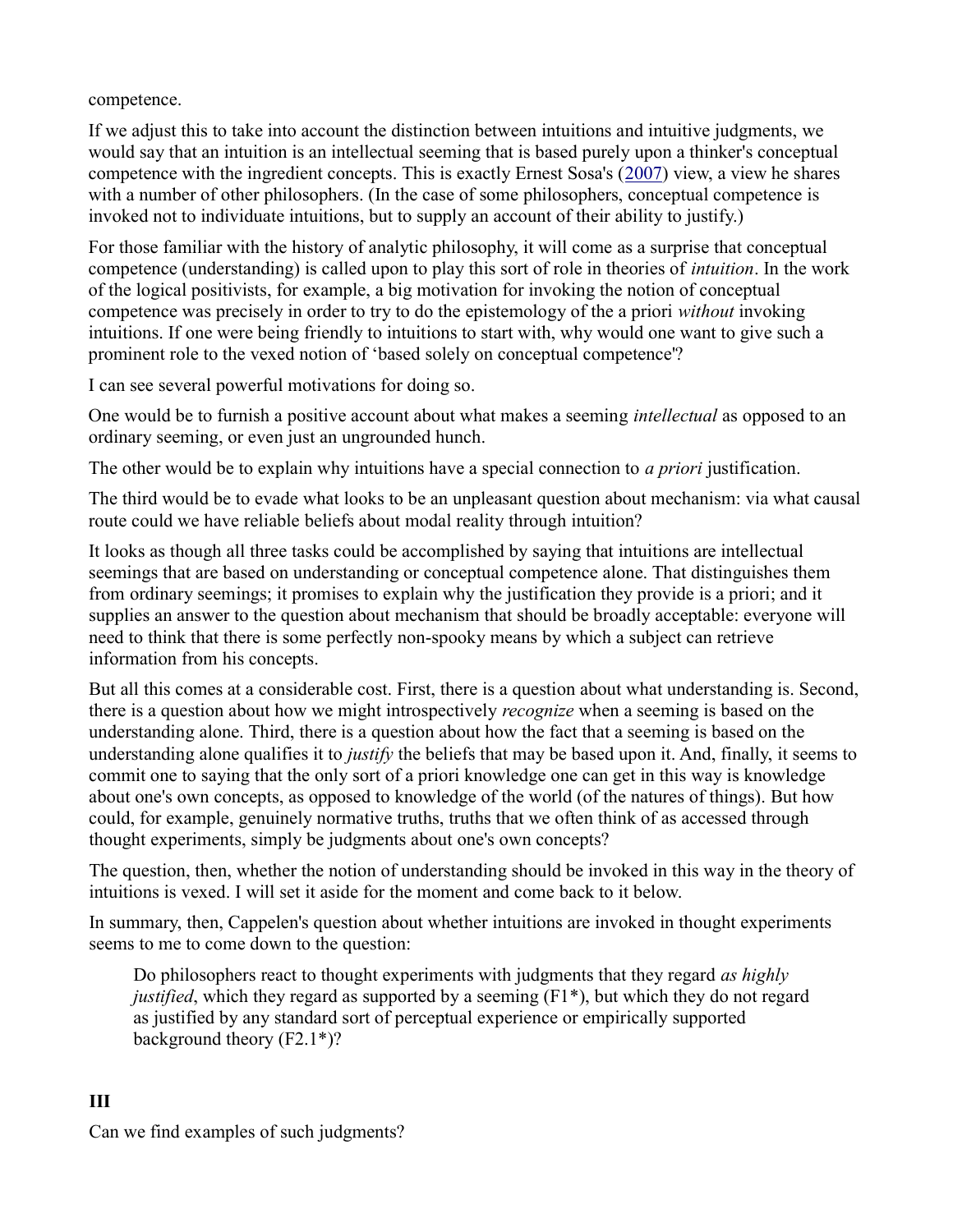competence.

If we adjust this to take into account the distinction between intuitions and intuitive judgments, we would say that an intuition is an intellectual seeming that is based purely upon a thinker's conceptual competence with the ingredient concepts. This is exactly Ernest Sosa's (2007) view, a view he shares with a number of other philosophers. (In the case of some philosophers, conceptual competence is invoked not to individuate intuitions, but to supply an account of their ability to justify.)

For those familiar with the history of analytic philosophy, it will come as a surprise that conceptual competence (understanding) is called upon to play this sort of role in theories of *intuition*. In the work of the logical positivists, for example, a big motivation for invoking the notion of conceptual competence was precisely in order to try to do the epistemology of the a priori *without* invoking intuitions. If one were being friendly to intuitions to start with, why would one want to give such a prominent role to the vexed notion of 'based solely on conceptual competence'?

I can see several powerful motivations for doing so.

One would be to furnish a positive account about what makes a seeming *intellectual* as opposed to an ordinary seeming, or even just an ungrounded hunch.

The other would be to explain why intuitions have a special connection to *a priori* justification.

The third would be to evade what looks to be an unpleasant question about mechanism: via what causal route could we have reliable beliefs about modal reality through intuition?

It looks as though all three tasks could be accomplished by saying that intuitions are intellectual seemings that are based on understanding or conceptual competence alone. That distinguishes them from ordinary seemings; it promises to explain why the justification they provide is a priori; and it supplies an answer to the question about mechanism that should be broadly acceptable: everyone will need to think that there is some perfectly non-spooky means by which a subject can retrieve information from his concepts.

But all this comes at a considerable cost. First, there is a question about what understanding is. Second, there is a question about how we might introspectively *recognize* when a seeming is based on the understanding alone. Third, there is a question about how the fact that a seeming is based on the understanding alone qualifies it to *justify* the beliefs that may be based upon it. And, finally, it seems to commit one to saying that the only sort of a priori knowledge one can get in this way is knowledge about one's own concepts, as opposed to knowledge of the world (of the natures of things). But how could, for example, genuinely normative truths, truths that we often think of as accessed through thought experiments, simply be judgments about one's own concepts?

The question, then, whether the notion of understanding should be invoked in this way in the theory of intuitions is vexed. I will set it aside for the moment and come back to it below.

In summary, then, Cappelen's question about whether intuitions are invoked in thought experiments seems to me to come down to the question:

> Do philosophers react to thought experiments with judgments that they regard *as highly justified*, which they regard as supported by a seeming (F1*), but which they do not regard as justified by any standard sort of perceptual experience or empirically supported background theory (F2.1*)?

## III

Can we find examples of such judgments?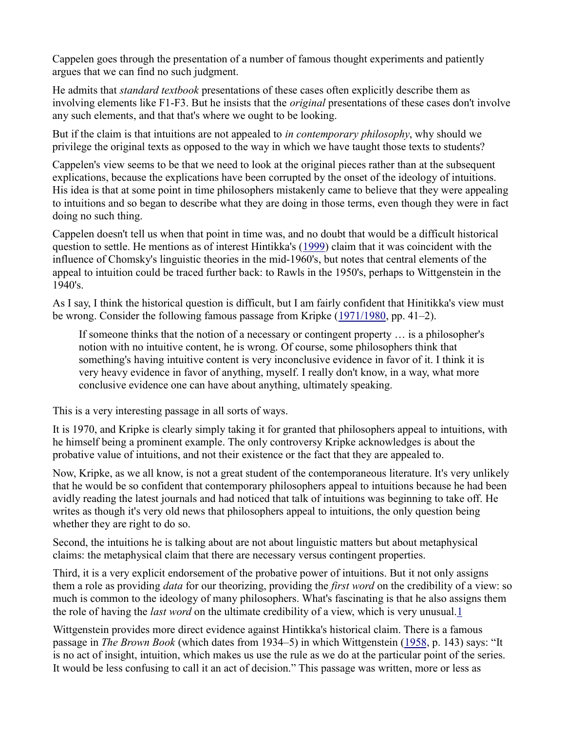Cappelen goes through the presentation of a number of famous thought experiments and patiently argues that we can find no such judgment.

He admits that *standard textbook* presentations of these cases often explicitly describe them as involving elements like F1-F3. But he insists that the *original* presentations of these cases don't involve any such elements, and that that's where we ought to be looking.

But if the claim is that intuitions are not appealed to *in contemporary philosophy*, why should we privilege the original texts as opposed to the way in which we have taught those texts to students?

Cappelen's view seems to be that we need to look at the original pieces rather than at the subsequent explications, because the explications have been corrupted by the onset of the ideology of intuitions. His idea is that at some point in time philosophers mistakenly came to believe that they were appealing to intuitions and so began to describe what they are doing in those terms, even though they were in fact doing no such thing.

Cappelen doesn't tell us when that point in time was, and no doubt that would be a difficult historical question to settle. He mentions as of interest Hintikka's (1999) claim that it was coincident with the influence of Chomsky's linguistic theories in the mid-1960's, but notes that central elements of the appeal to intuition could be traced further back: to Rawls in the 1950's, perhaps to Wittgenstein in the 1940's.

As I say, I think the historical question is difficult, but I am fairly confident that Hinitikka's view must be wrong. Consider the following famous passage from Kripke (1971/1980, pp. 41–2).

> If someone thinks that the notion of a necessary or contingent property … is a philosopher's notion with no intuitive content, he is wrong. Of course, some philosophers think that something's having intuitive content is very inconclusive evidence in favor of it. I think it is very heavy evidence in favor of anything, myself. I really don't know, in a way, what more conclusive evidence one can have about anything, ultimately speaking.

This is a very interesting passage in all sorts of ways.

It is 1970, and Kripke is clearly simply taking it for granted that philosophers appeal to intuitions, with he himself being a prominent example. The only controversy Kripke acknowledges is about the probative value of intuitions, and not their existence or the fact that they are appealed to.

Now, Kripke, as we all know, is not a great student of the contemporaneous literature. It's very unlikely that he would be so confident that contemporary philosophers appeal to intuitions because he had been avidly reading the latest journals and had noticed that talk of intuitions was beginning to take off. He writes as though it's very old news that philosophers appeal to intuitions, the only question being whether they are right to do so.

Second, the intuitions he is talking about are not about linguistic matters but about metaphysical claims: the metaphysical claim that there are necessary versus contingent properties.

Third, it is a very explicit endorsement of the probative power of intuitions. But it not only assigns them a role as providing *data* for our theorizing, providing the *first word* on the credibility of a view: so much is common to the ideology of many philosophers. What's fascinating is that he also assigns them the role of having the *last word* on the ultimate credibility of a view, which is very unusual.[1]

Wittgenstein provides more direct evidence against Hintikka's historical claim. There is a famous passage in *The Brown Book* (which dates from 1934–5) in which Wittgenstein (1958, p. 143) says: "It is no act of insight, intuition, which makes us use the rule as we do at the particular point of the series. It would be less confusing to call it an act of decision." This passage was written, more or less as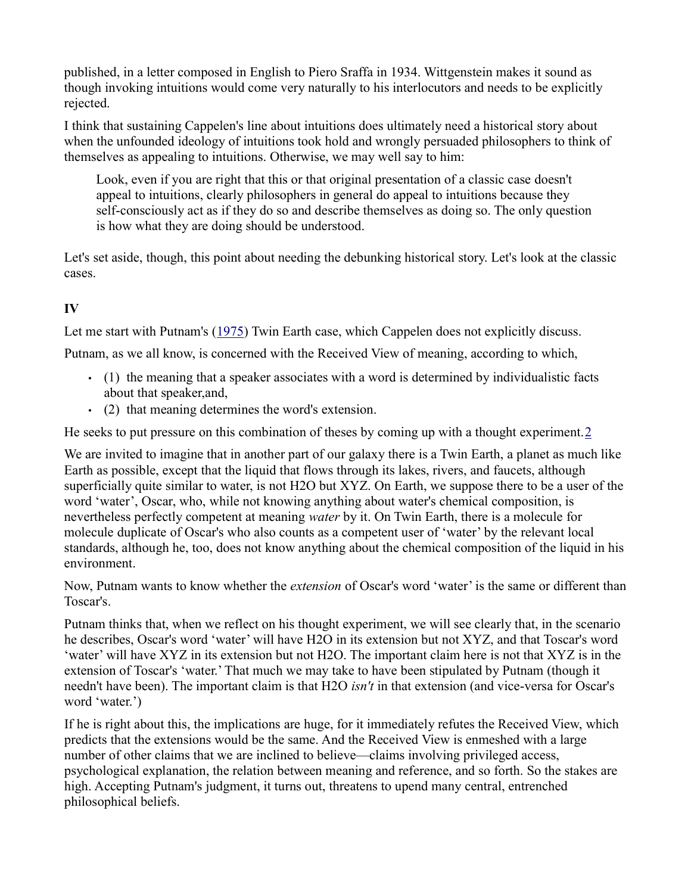published, in a letter composed in English to Piero Sraffa in 1934. Wittgenstein makes it sound as though invoking intuitions would come very naturally to his interlocutors and needs to be explicitly rejected.

I think that sustaining Cappelen's line about intuitions does ultimately need a historical story about when the unfounded ideology of intuitions took hold and wrongly persuaded philosophers to think of themselves as appealing to intuitions. Otherwise, we may well say to him:

> Look, even if you are right that this or that original presentation of a classic case doesn't appeal to intuitions, clearly philosophers in general do appeal to intuitions because they self-consciously act as if they do so and describe themselves as doing so. The only question is how what they are doing should be understood.

Let's set aside, though, this point about needing the debunking historical story. Let's look at the classic cases.

## IV

Let me start with Putnam's (1975) Twin Earth case, which Cappelen does not explicitly discuss.

Putnam, as we all know, is concerned with the Received View of meaning, according to which,

- (1) the meaning that a speaker associates with a word is determined by individualistic facts about that speaker,and,
- (2) that meaning determines the word's extension.

He seeks to put pressure on this combination of theses by coming up with a thought experiment.2

We are invited to imagine that in another part of our galaxy there is a Twin Earth, a planet as much like Earth as possible, except that the liquid that flows through its lakes, rivers, and faucets, although superficially quite similar to water, is not H2O but XYZ. On Earth, we suppose there to be a user of the word 'water', Oscar, who, while not knowing anything about water's chemical composition, is nevertheless perfectly competent at meaning *water* by it. On Twin Earth, there is a molecule for molecule duplicate of Oscar's who also counts as a competent user of 'water' by the relevant local standards, although he, too, does not know anything about the chemical composition of the liquid in his environment.

Now, Putnam wants to know whether the *extension* of Oscar's word 'water' is the same or different than Toscar's.

Putnam thinks that, when we reflect on his thought experiment, we will see clearly that, in the scenario he describes, Oscar's word 'water' will have H2O in its extension but not XYZ, and that Toscar's word 'water' will have XYZ in its extension but not H2O. The important claim here is not that XYZ is in the extension of Toscar's 'water.' That much we may take to have been stipulated by Putnam (though it needn't have been). The important claim is that H2O *isn't* in that extension (and vice-versa for Oscar's word 'water.')

If he is right about this, the implications are huge, for it immediately refutes the Received View, which predicts that the extensions would be the same. And the Received View is enmeshed with a large number of other claims that we are inclined to believe—claims involving privileged access, psychological explanation, the relation between meaning and reference, and so forth. So the stakes are high. Accepting Putnam's judgment, it turns out, threatens to upend many central, entrenched philosophical beliefs.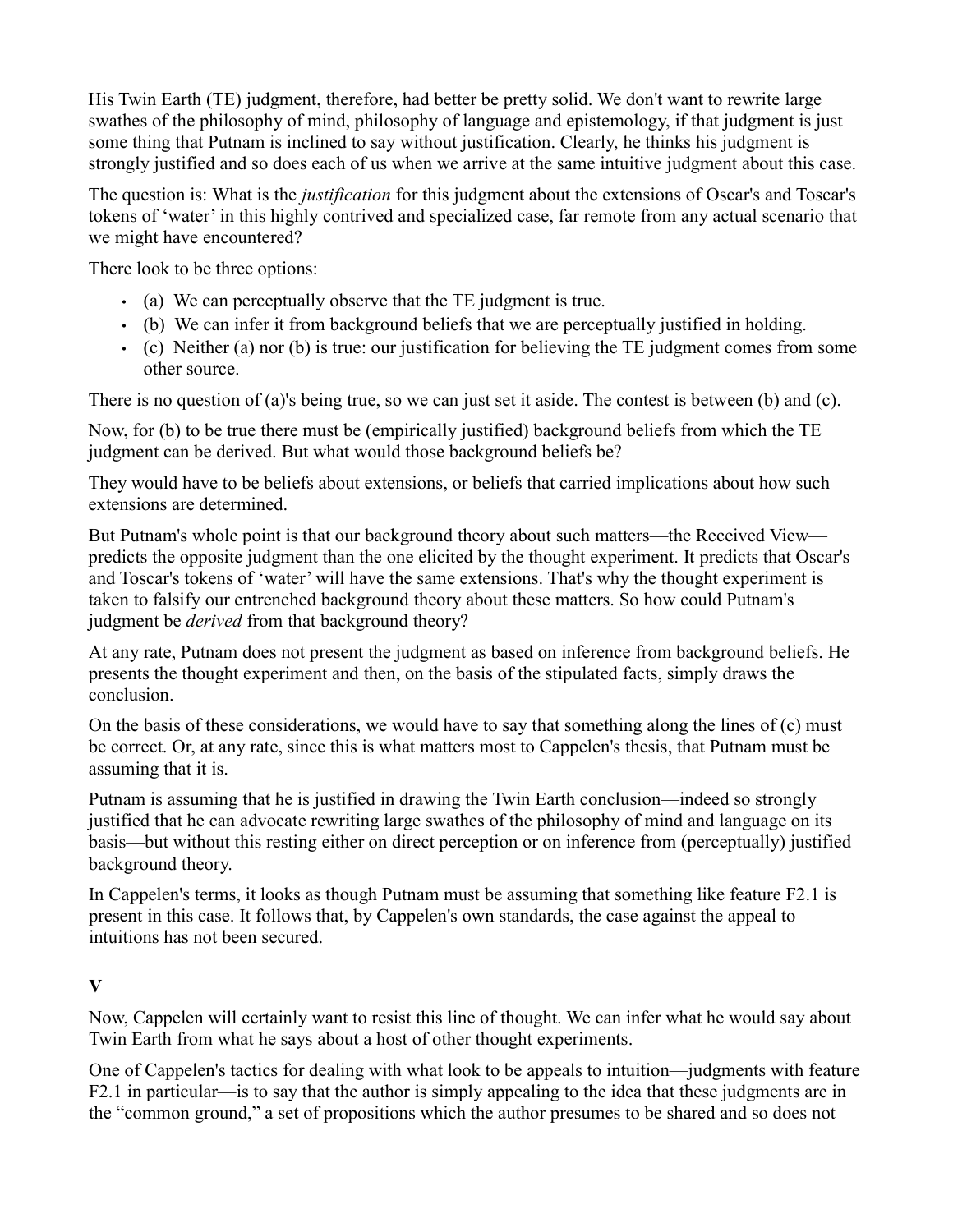His Twin Earth (TE) judgment, therefore, had better be pretty solid. We don't want to rewrite large swathes of the philosophy of mind, philosophy of language and epistemology, if that judgment is just some thing that Putnam is inclined to say without justification. Clearly, he thinks his judgment is strongly justified and so does each of us when we arrive at the same intuitive judgment about this case.

The question is: What is the *justification* for this judgment about the extensions of Oscar's and Toscar's tokens of 'water' in this highly contrived and specialized case, far remote from any actual scenario that we might have encountered?

There look to be three options:

- (a) We can perceptually observe that the TE judgment is true.
- (b) We can infer it from background beliefs that we are perceptually justified in holding.
- (c) Neither (a) nor (b) is true: our justification for believing the TE judgment comes from some other source.

There is no question of (a)'s being true, so we can just set it aside. The contest is between (b) and (c).

Now, for (b) to be true there must be (empirically justified) background beliefs from which the TE judgment can be derived. But what would those background beliefs be?

They would have to be beliefs about extensions, or beliefs that carried implications about how such extensions are determined.

But Putnam's whole point is that our background theory about such matters—the Received View—predicts the opposite judgment than the one elicited by the thought experiment. It predicts that Oscar's and Toscar's tokens of 'water' will have the same extensions. That's why the thought experiment is taken to falsify our entrenched background theory about these matters. So how could Putnam's judgment be *derived* from that background theory?

At any rate, Putnam does not present the judgment as based on inference from background beliefs. He presents the thought experiment and then, on the basis of the stipulated facts, simply draws the conclusion.

On the basis of these considerations, we would have to say that something along the lines of (c) must be correct. Or, at any rate, since this is what matters most to Cappelen's thesis, that Putnam must be assuming that it is.

Putnam is assuming that he is justified in drawing the Twin Earth conclusion—indeed so strongly justified that he can advocate rewriting large swathes of the philosophy of mind and language on its basis—but without this resting either on direct perception or on inference from (perceptually) justified background theory.

In Cappelen's terms, it looks as though Putnam must be assuming that something like feature F2.1 is present in this case. It follows that, by Cappelen's own standards, the case against the appeal to intuitions has not been secured.

## V

Now, Cappelen will certainly want to resist this line of thought. We can infer what he would say about Twin Earth from what he says about a host of other thought experiments.

One of Cappelen's tactics for dealing with what look to be appeals to intuition—judgments with feature F2.1 in particular—is to say that the author is simply appealing to the idea that these judgments are in the "common ground," a set of propositions which the author presumes to be shared and so does not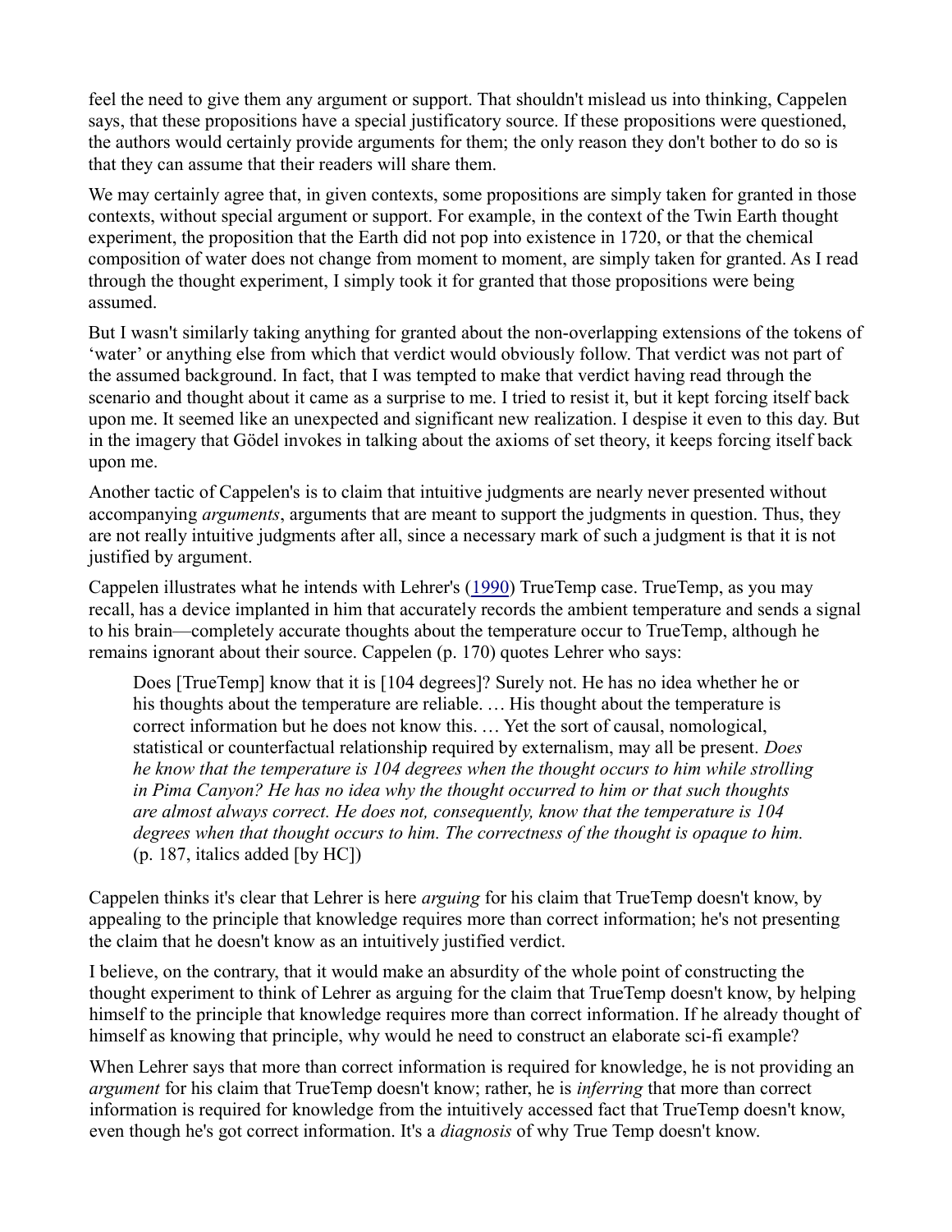feel the need to give them any argument or support. That shouldn't mislead us into thinking, Cappelen says, that these propositions have a special justificatory source. If these propositions were questioned, the authors would certainly provide arguments for them; the only reason they don't bother to do so is that they can assume that their readers will share them.

We may certainly agree that, in given contexts, some propositions are simply taken for granted in those contexts, without special argument or support. For example, in the context of the Twin Earth thought experiment, the proposition that the Earth did not pop into existence in 1720, or that the chemical composition of water does not change from moment to moment, are simply taken for granted. As I read through the thought experiment, I simply took it for granted that those propositions were being assumed.

But I wasn't similarly taking anything for granted about the non-overlapping extensions of the tokens of 'water' or anything else from which that verdict would obviously follow. That verdict was not part of the assumed background. In fact, that I was tempted to make that verdict having read through the scenario and thought about it came as a surprise to me. I tried to resist it, but it kept forcing itself back upon me. It seemed like an unexpected and significant new realization. I despise it even to this day. But in the imagery that Gödel invokes in talking about the axioms of set theory, it keeps forcing itself back upon me.

Another tactic of Cappelen's is to claim that intuitive judgments are nearly never presented without accompanying *arguments*, arguments that are meant to support the judgments in question. Thus, they are not really intuitive judgments after all, since a necessary mark of such a judgment is that it is not justified by argument.

Cappelen illustrates what he intends with Lehrer's (1990) TrueTemp case. TrueTemp, as you may recall, has a device implanted in him that accurately records the ambient temperature and sends a signal to his brain—completely accurate thoughts about the temperature occur to TrueTemp, although he remains ignorant about their source. Cappelen (p. 170) quotes Lehrer who says:

> Does [TrueTemp] know that it is [104 degrees]? Surely not. He has no idea whether he or his thoughts about the temperature are reliable. … His thought about the temperature is correct information but he does not know this. … Yet the sort of causal, nomological, statistical or counterfactual relationship required by externalism, may all be present. *Does he know that the temperature is 104 degrees when the thought occurs to him while strolling in Pima Canyon? He has no idea why the thought occurred to him or that such thoughts are almost always correct. He does not, consequently, know that the temperature is 104 degrees when that thought occurs to him. The correctness of the thought is opaque to him.* (p. 187, italics added [by HC])

Cappelen thinks it's clear that Lehrer is here *arguing* for his claim that TrueTemp doesn't know, by appealing to the principle that knowledge requires more than correct information; he's not presenting the claim that he doesn't know as an intuitively justified verdict.

I believe, on the contrary, that it would make an absurdity of the whole point of constructing the thought experiment to think of Lehrer as arguing for the claim that TrueTemp doesn't know, by helping himself to the principle that knowledge requires more than correct information. If he already thought of himself as knowing that principle, why would he need to construct an elaborate sci-fi example?

When Lehrer says that more than correct information is required for knowledge, he is not providing an *argument* for his claim that TrueTemp doesn't know; rather, he is *inferring* that more than correct information is required for knowledge from the intuitively accessed fact that TrueTemp doesn't know, even though he's got correct information. It's a *diagnosis* of why True Temp doesn't know.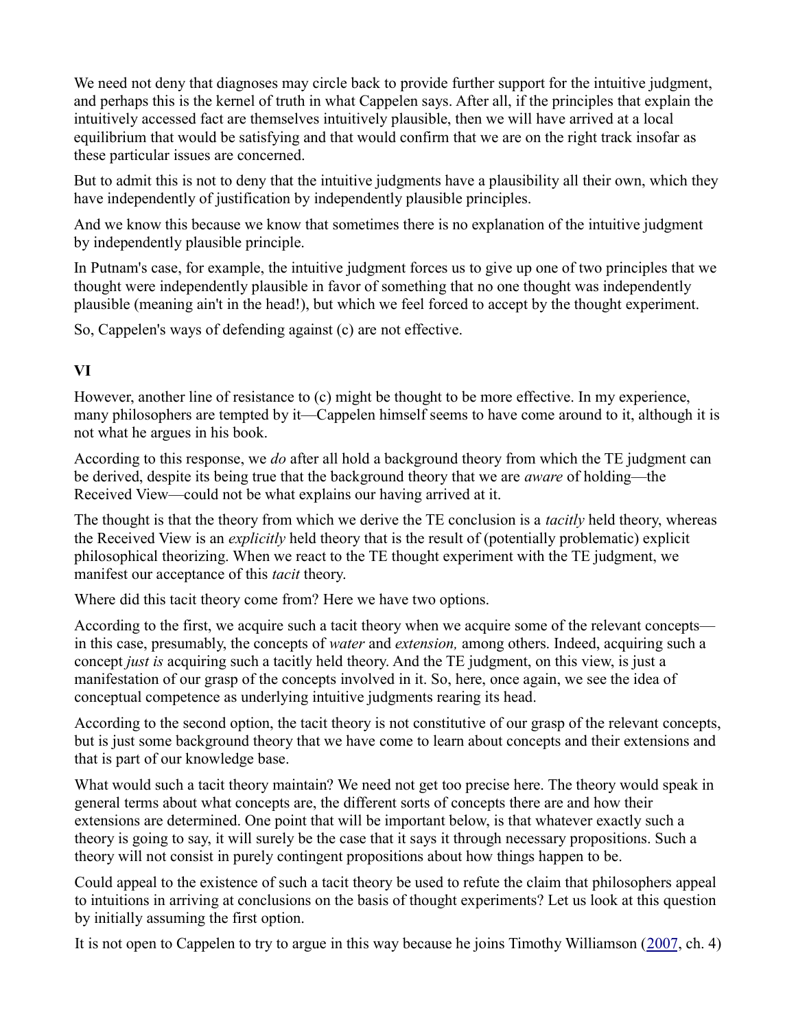We need not deny that diagnoses may circle back to provide further support for the intuitive judgment, and perhaps this is the kernel of truth in what Cappelen says. After all, if the principles that explain the intuitively accessed fact are themselves intuitively plausible, then we will have arrived at a local equilibrium that would be satisfying and that would confirm that we are on the right track insofar as these particular issues are concerned.

But to admit this is not to deny that the intuitive judgments have a plausibility all their own, which they have independently of justification by independently plausible principles.

And we know this because we know that sometimes there is no explanation of the intuitive judgment by independently plausible principle.

In Putnam's case, for example, the intuitive judgment forces us to give up one of two principles that we thought were independently plausible in favor of something that no one thought was independently plausible (meaning ain't in the head!), but which we feel forced to accept by the thought experiment.

So, Cappelen's ways of defending against (c) are not effective.

## VI

However, another line of resistance to (c) might be thought to be more effective. In my experience, many philosophers are tempted by it—Cappelen himself seems to have come around to it, although it is not what he argues in his book.

According to this response, we *do* after all hold a background theory from which the TE judgment can be derived, despite its being true that the background theory that we are *aware* of holding—the Received View—could not be what explains our having arrived at it.

The thought is that the theory from which we derive the TE conclusion is a *tacitly* held theory, whereas the Received View is an *explicitly* held theory that is the result of (potentially problematic) explicit philosophical theorizing. When we react to the TE thought experiment with the TE judgment, we manifest our acceptance of this *tacit* theory.

Where did this tacit theory come from? Here we have two options.

According to the first, we acquire such a tacit theory when we acquire some of the relevant concepts—in this case, presumably, the concepts of *water* and *extension,* among others. Indeed, acquiring such a concept *just is* acquiring such a tacitly held theory. And the TE judgment, on this view, is just a manifestation of our grasp of the concepts involved in it. So, here, once again, we see the idea of conceptual competence as underlying intuitive judgments rearing its head.

According to the second option, the tacit theory is not constitutive of our grasp of the relevant concepts, but is just some background theory that we have come to learn about concepts and their extensions and that is part of our knowledge base.

What would such a tacit theory maintain? We need not get too precise here. The theory would speak in general terms about what concepts are, the different sorts of concepts there are and how their extensions are determined. One point that will be important below, is that whatever exactly such a theory is going to say, it will surely be the case that it says it through necessary propositions. Such a theory will not consist in purely contingent propositions about how things happen to be.

Could appeal to the existence of such a tacit theory be used to refute the claim that philosophers appeal to intuitions in arriving at conclusions on the basis of thought experiments? Let us look at this question by initially assuming the first option.

It is not open to Cappelen to try to argue in this way because he joins Timothy Williamson (2007, ch. 4)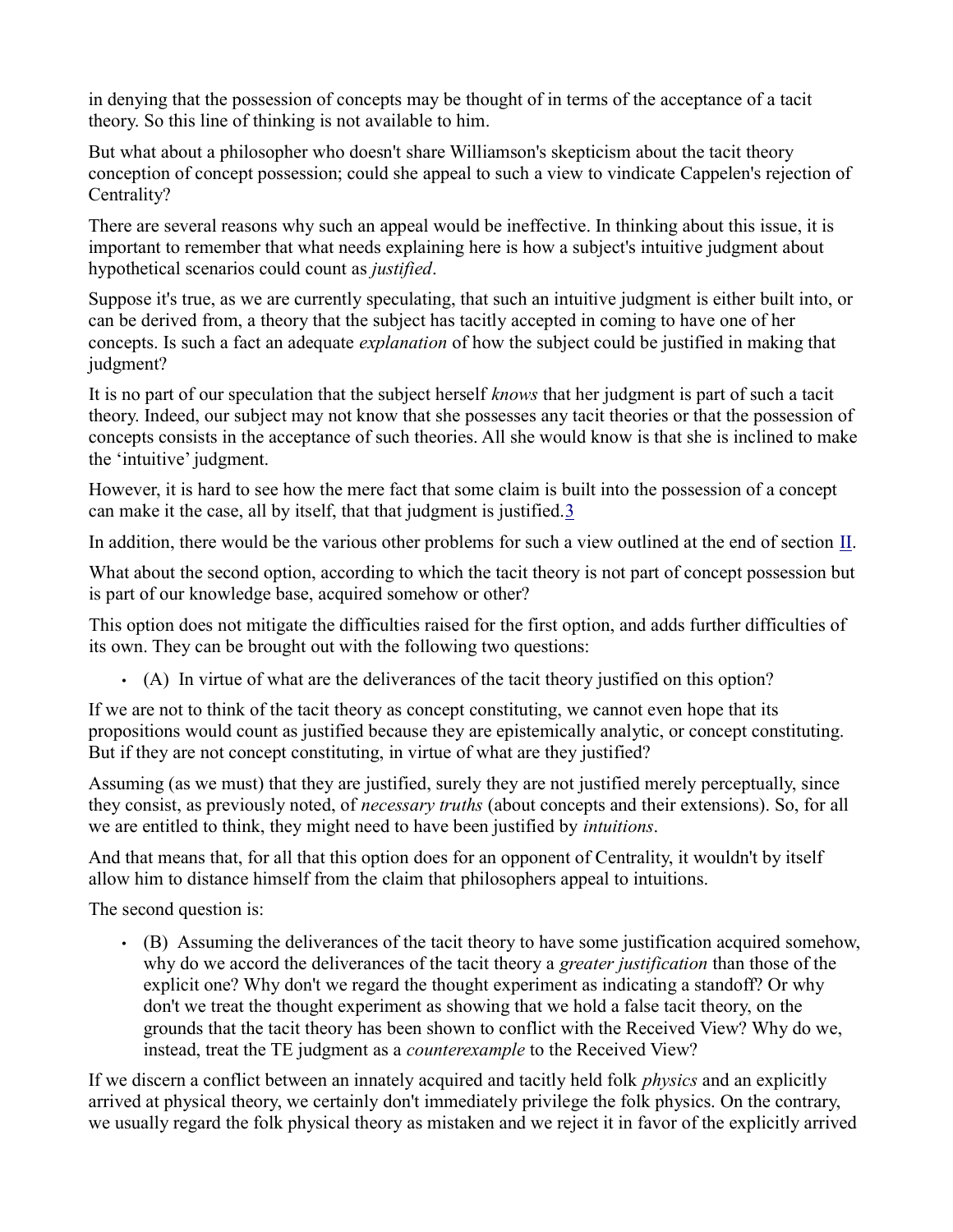in denying that the possession of concepts may be thought of in terms of the acceptance of a tacit theory. So this line of thinking is not available to him.

But what about a philosopher who doesn't share Williamson's skepticism about the tacit theory conception of concept possession; could she appeal to such a view to vindicate Cappelen's rejection of Centrality?

There are several reasons why such an appeal would be ineffective. In thinking about this issue, it is important to remember that what needs explaining here is how a subject's intuitive judgment about hypothetical scenarios could count as *justified*.

Suppose it's true, as we are currently speculating, that such an intuitive judgment is either built into, or can be derived from, a theory that the subject has tacitly accepted in coming to have one of her concepts. Is such a fact an adequate *explanation* of how the subject could be justified in making that judgment?

It is no part of our speculation that the subject herself *knows* that her judgment is part of such a tacit theory. Indeed, our subject may not know that she possesses any tacit theories or that the possession of concepts consists in the acceptance of such theories. All she would know is that she is inclined to make the 'intuitive' judgment.

However, it is hard to see how the mere fact that some claim is built into the possession of a concept can make it the case, all by itself, that that judgment is justified.[3]

In addition, there would be the various other problems for such a view outlined at the end of section II.

What about the second option, according to which the tacit theory is not part of concept possession but is part of our knowledge base, acquired somehow or other?

This option does not mitigate the difficulties raised for the first option, and adds further difficulties of its own. They can be brought out with the following two questions:

- (A) In virtue of what are the deliverances of the tacit theory justified on this option?

If we are not to think of the tacit theory as concept constituting, we cannot even hope that its propositions would count as justified because they are epistemically analytic, or concept constituting. But if they are not concept constituting, in virtue of what are they justified?

Assuming (as we must) that they are justified, surely they are not justified merely perceptually, since they consist, as previously noted, of *necessary truths* (about concepts and their extensions). So, for all we are entitled to think, they might need to have been justified by *intuitions*.

And that means that, for all that this option does for an opponent of Centrality, it wouldn't by itself allow him to distance himself from the claim that philosophers appeal to intuitions.

The second question is:

- (B) Assuming the deliverances of the tacit theory to have some justification acquired somehow, why do we accord the deliverances of the tacit theory a *greater justification* than those of the explicit one? Why don't we regard the thought experiment as indicating a standoff? Or why don't we treat the thought experiment as showing that we hold a false tacit theory, on the grounds that the tacit theory has been shown to conflict with the Received View? Why do we, instead, treat the TE judgment as a *counterexample* to the Received View?

If we discern a conflict between an innately acquired and tacitly held folk *physics* and an explicitly arrived at physical theory, we certainly don't immediately privilege the folk physics. On the contrary, we usually regard the folk physical theory as mistaken and we reject it in favor of the explicitly arrived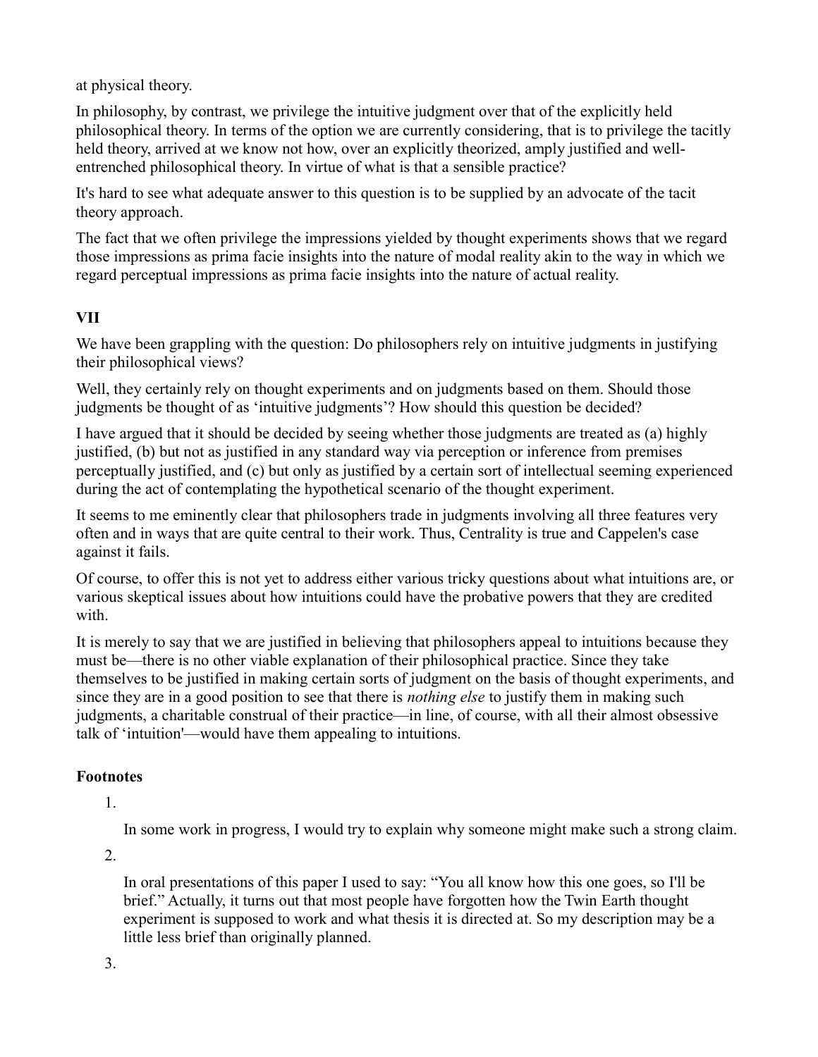at physical theory.

In philosophy, by contrast, we privilege the intuitive judgment over that of the explicitly held philosophical theory. In terms of the option we are currently considering, that is to privilege the tacitly held theory, arrived at we know not how, over an explicitly theorized, amply justified and well-entrenched philosophical theory. In virtue of what is that a sensible practice?

It's hard to see what adequate answer to this question is to be supplied by an advocate of the tacit theory approach.

The fact that we often privilege the impressions yielded by thought experiments shows that we regard those impressions as prima facie insights into the nature of modal reality akin to the way in which we regard perceptual impressions as prima facie insights into the nature of actual reality.

## VII

We have been grappling with the question: Do philosophers rely on intuitive judgments in justifying their philosophical views?

Well, they certainly rely on thought experiments and on judgments based on them. Should those judgments be thought of as 'intuitive judgments'? How should this question be decided?

I have argued that it should be decided by seeing whether those judgments are treated as (a) highly justified, (b) but not as justified in any standard way via perception or inference from premises perceptually justified, and (c) but only as justified by a certain sort of intellectual seeming experienced during the act of contemplating the hypothetical scenario of the thought experiment.

It seems to me eminently clear that philosophers trade in judgments involving all three features very often and in ways that are quite central to their work. Thus, Centrality is true and Cappelen's case against it fails.

Of course, to offer this is not yet to address either various tricky questions about what intuitions are, or various skeptical issues about how intuitions could have the probative powers that they are credited with.

It is merely to say that we are justified in believing that philosophers appeal to intuitions because they must be—there is no other viable explanation of their philosophical practice. Since they take themselves to be justified in making certain sorts of judgment on the basis of thought experiments, and since they are in a good position to see that there is *nothing else* to justify them in making such judgments, a charitable construal of their practice—in line, of course, with all their almost obsessive talk of 'intuition'—would have them appealing to intuitions.

### Footnotes

1. In some work in progress, I would try to explain why someone might make such a strong claim.

2. In oral presentations of this paper I used to say: "You all know how this one goes, so I'll be brief." Actually, it turns out that most people have forgotten how the Twin Earth thought experiment is supposed to work and what thesis it is directed at. So my description may be a little less brief than originally planned.

3.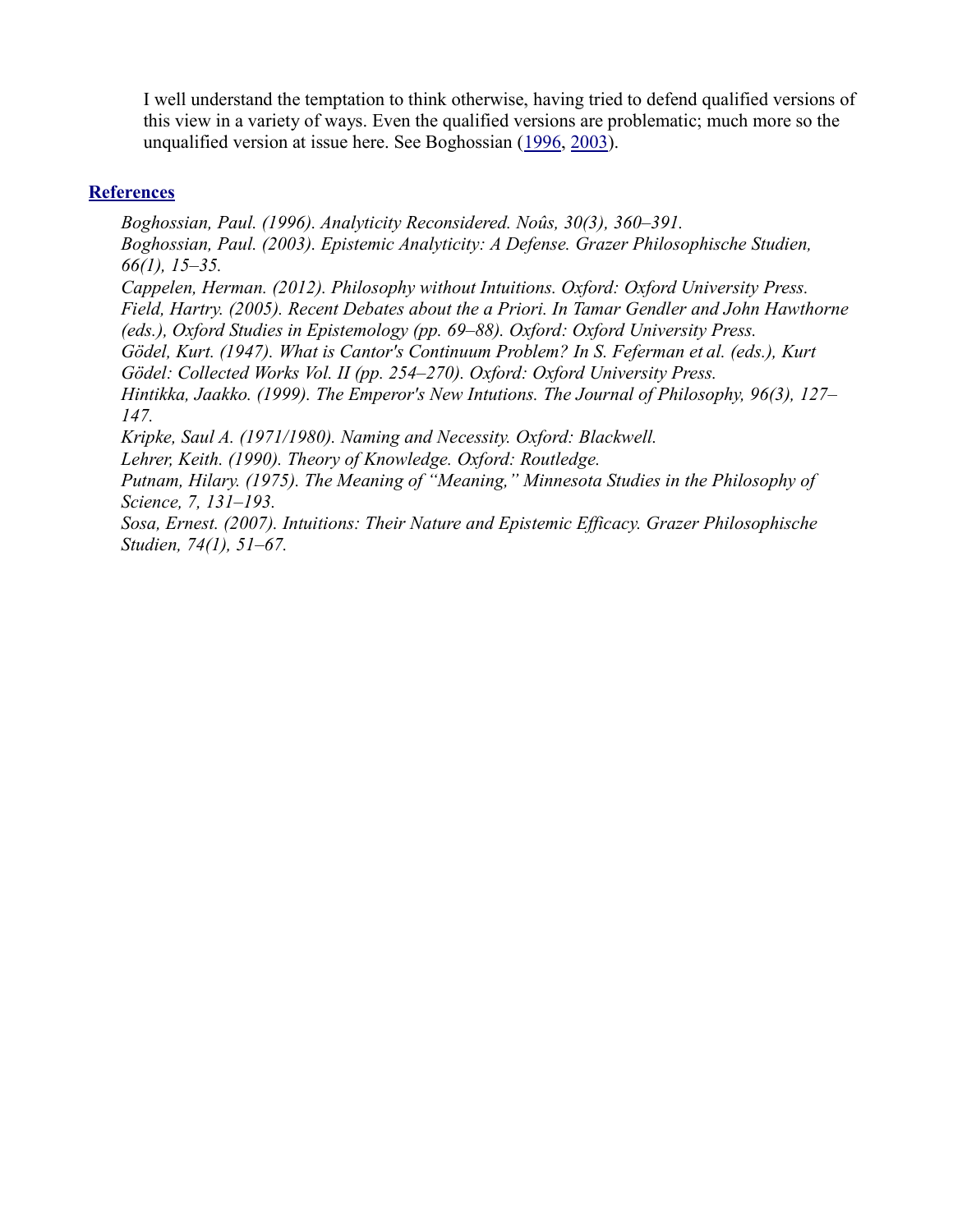I well understand the temptation to think otherwise, having tried to defend qualified versions of this view in a variety of ways. Even the qualified versions are problematic; much more so the unqualified version at issue here. See Boghossian (1996, 2003).

## References

*Boghossian, Paul. (1996). Analyticity Reconsidered. Noûs, 30(3), 360–391.*

*Boghossian, Paul. (2003). Epistemic Analyticity: A Defense. Grazer Philosophische Studien, 66(1), 15–35.*

*Cappelen, Herman. (2012). Philosophy without Intuitions. Oxford: Oxford University Press.*

*Field, Hartry. (2005). Recent Debates about the a Priori. In Tamar Gendler and John Hawthorne (eds.), Oxford Studies in Epistemology (pp. 69–88). Oxford: Oxford University Press.*

*Gödel, Kurt. (1947). What is Cantor's Continuum Problem? In S. Feferman et al. (eds.), Kurt Gödel: Collected Works Vol. II (pp. 254–270). Oxford: Oxford University Press.*

*Hintikka, Jaakko. (1999). The Emperor's New Intutions. The Journal of Philosophy, 96(3), 127–147.*

*Kripke, Saul A. (1971/1980). Naming and Necessity. Oxford: Blackwell.*

*Lehrer, Keith. (1990). Theory of Knowledge. Oxford: Routledge.*

*Putnam, Hilary. (1975). The Meaning of "Meaning," Minnesota Studies in the Philosophy of Science, 7, 131–193.*

*Sosa, Ernest. (2007). Intuitions: Their Nature and Epistemic Efficacy. Grazer Philosophische Studien, 74(1), 51–67.*